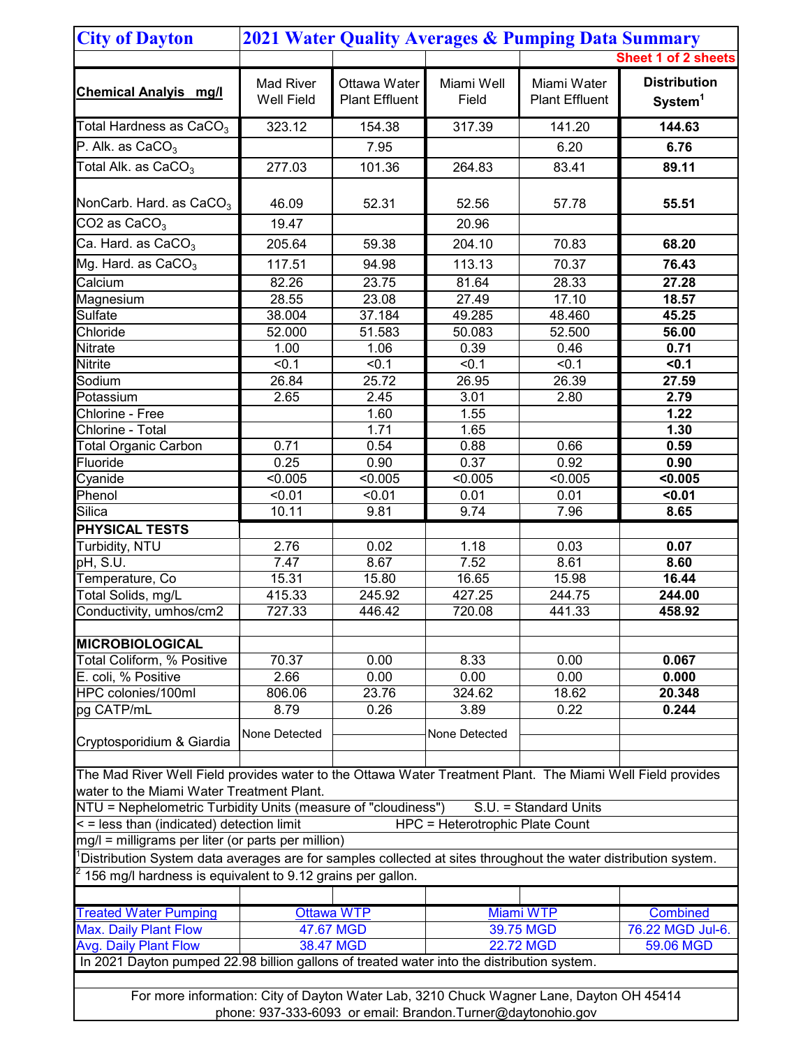# City of Dayton — 2021 Water Quality Averages & Pumping Data Summary

Sheet 1 of 2 sheets

| Chemical Analysis mg/l | Mad River Well Field | Ottawa Water Plant Effluent | Miami Well Field | Miami Water Plant Effluent | Distribution System[1] |
|---|---|---|---|---|---|
| Total Hardness as $CaCO_3$ | 323.12 | 154.38 | 317.39 | 141.20 | **144.63** |
| P. Alk. as $CaCO_3$ | | 7.95 | | 6.20 | **6.76** |
| Total Alk. as $CaCO_3$ | 277.03 | 101.36 | 264.83 | 83.41 | **89.11** |
| NonCarb. Hard. as $CaCO_3$ | 46.09 | 52.31 | 52.56 | 57.78 | **55.51** |
| CO2 as $CaCO_3$ | 19.47 | | 20.96 | | |
| Ca. Hard. as $CaCO_3$ | 205.64 | 59.38 | 204.10 | 70.83 | **68.20** |
| Mg. Hard. as $CaCO_3$ | 117.51 | 94.98 | 113.13 | 70.37 | **76.43** |
| Calcium | 82.26 | 23.75 | 81.64 | 28.33 | **27.28** |
| Magnesium | 28.55 | 23.08 | 27.49 | 17.10 | **18.57** |
| Sulfate | 38.004 | 37.184 | 49.285 | 48.460 | **45.25** |
| Chloride | 52.000 | 51.583 | 50.083 | 52.500 | **56.00** |
| Nitrate | 1.00 | 1.06 | 0.39 | 0.46 | **0.71** |
| Nitrite | <0.1 | <0.1 | <0.1 | <0.1 | **<0.1** |
| Sodium | 26.84 | 25.72 | 26.95 | 26.39 | **27.59** |
| Potassium | 2.65 | 2.45 | 3.01 | 2.80 | **2.79** |
| Chlorine - Free | | 1.60 | 1.55 | | **1.22** |
| Chlorine - Total | | 1.71 | 1.65 | | **1.30** |
| Total Organic Carbon | 0.71 | 0.54 | 0.88 | 0.66 | **0.59** |
| Fluoride | 0.25 | 0.90 | 0.37 | 0.92 | **0.90** |
| Cyanide | <0.005 | <0.005 | <0.005 | <0.005 | **<0.005** |
| Phenol | <0.01 | <0.01 | 0.01 | 0.01 | **<0.01** |
| Silica | 10.11 | 9.81 | 9.74 | 7.96 | **8.65** |
| **PHYSICAL TESTS** | | | | | |
| Turbidity, NTU | 2.76 | 0.02 | 1.18 | 0.03 | **0.07** |
| pH, S.U. | 7.47 | 8.67 | 7.52 | 8.61 | **8.60** |
| Temperature, Co | 15.31 | 15.80 | 16.65 | 15.98 | **16.44** |
| Total Solids, mg/L | 415.33 | 245.92 | 427.25 | 244.75 | **244.00** |
| Conductivity, umhos/cm2 | 727.33 | 446.42 | 720.08 | 441.33 | **458.92** |
| **MICROBIOLOGICAL** | | | | | |
| Total Coliform, % Positive | 70.37 | 0.00 | 8.33 | 0.00 | **0.067** |
| E. coli, % Positive | 2.66 | 0.00 | 0.00 | 0.00 | **0.000** |
| HPC colonies/100ml | 806.06 | 23.76 | 324.62 | 18.62 | **20.348** |
| pg CATP/mL | 8.79 | 0.26 | 3.89 | 0.22 | **0.244** |
| Cryptosporidium & Giardia | None Detected | | None Detected | | |

The Mad River Well Field provides water to the Ottawa Water Treatment Plant. The Miami Well Field provides water to the Miami Water Treatment Plant.

NTU = Nephelometric Turbidity Units (measure of "cloudiness") S.U. = Standard Units

< = less than (indicated) detection limit HPC = Heterotrophic Plate Count

mg/l = milligrams per liter (or parts per million)

[1] Distribution System data averages are for samples collected at sites throughout the water distribution system.

[2] 156 mg/l hardness is equivalent to 9.12 grains per gallon.

| Treated Water Pumping | Ottawa WTP | Miami WTP | Combined |
|---|---|---|---|
| Max. Daily Plant Flow | 47.67 MGD | 39.75 MGD | 76.22 MGD Jul-6. |
| Avg. Daily Plant Flow | 38.47 MGD | 22.72 MGD | 59.06 MGD |

In 2021 Dayton pumped 22.98 billion gallons of treated water into the distribution system.

For more information: City of Dayton Water Lab, 3210 Chuck Wagner Lane, Dayton OH 45414
phone: 937-333-6093 or email: Brandon.Turner@daytonohio.gov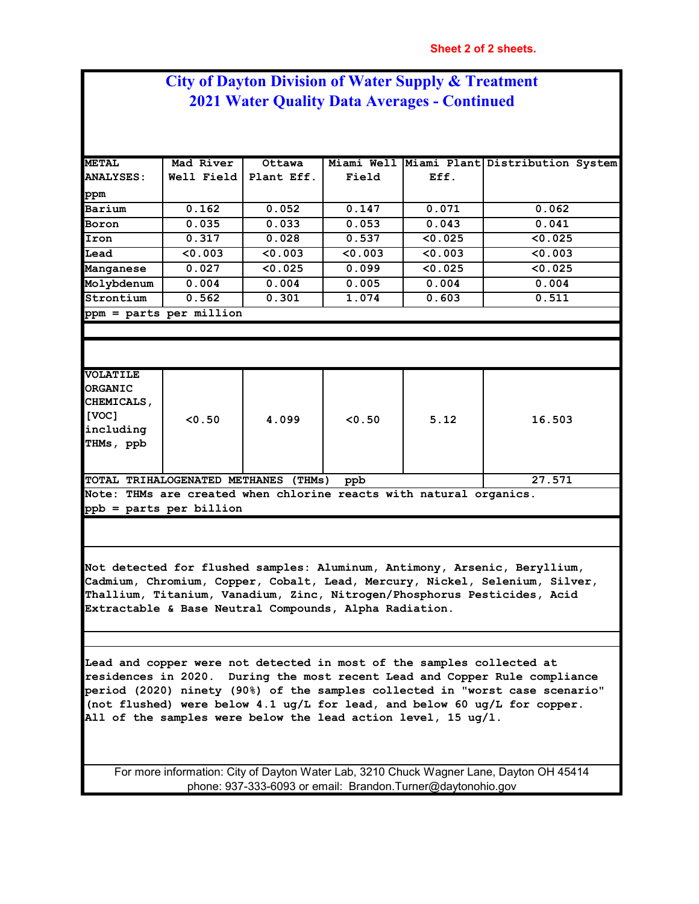# City of Dayton Division of Water Supply & Treatment
## 2021 Water Quality Data Averages - Continued

| METAL ANALYSES: ppm | Mad River Well Field | Ottawa Plant Eff. | Miami Well Field | Miami Plant Eff. | Distribution System |
|---|---|---|---|---|---|
| Barium | 0.162 | 0.052 | 0.147 | 0.071 | 0.062 |
| Boron | 0.035 | 0.033 | 0.053 | 0.043 | 0.041 |
| Iron | 0.317 | 0.028 | 0.537 | <0.025 | <0.025 |
| Lead | <0.003 | <0.003 | <0.003 | <0.003 | <0.003 |
| Manganese | 0.027 | <0.025 | 0.099 | <0.025 | <0.025 |
| Molybdenum | 0.004 | 0.004 | 0.005 | 0.004 | 0.004 |
| Strontium | 0.562 | 0.301 | 1.074 | 0.603 | 0.511 |

ppm = parts per million

| | | | | | |
|---|---|---|---|---|---|
| VOLATILE ORGANIC CHEMICALS, [VOC] including THMs, ppb | <0.50 | 4.099 | <0.50 | 5.12 | 16.503 |
| TOTAL TRIHALOGENATED METHANES (THMs) ppb | | | | | 27.571 |

Note: THMs are created when chlorine reacts with natural organics.

ppb = parts per billion

Not detected for flushed samples: Aluminum, Antimony, Arsenic, Beryllium, Cadmium, Chromium, Copper, Cobalt, Lead, Mercury, Nickel, Selenium, Silver, Thallium, Titanium, Vanadium, Zinc, Nitrogen/Phosphorus Pesticides, Acid Extractable & Base Neutral Compounds, Alpha Radiation.

Lead and copper were not detected in most of the samples collected at residences in 2020. During the most recent Lead and Copper Rule compliance period (2020) ninety (90%) of the samples collected in "worst case scenario" (not flushed) were below 4.1 ug/L for lead, and below 60 ug/L for copper. All of the samples were below the lead action level, 15 ug/l.

For more information: City of Dayton Water Lab, 3210 Chuck Wagner Lane, Dayton OH 45414
phone: 937-333-6093 or email: Brandon.Turner@daytonohio.gov